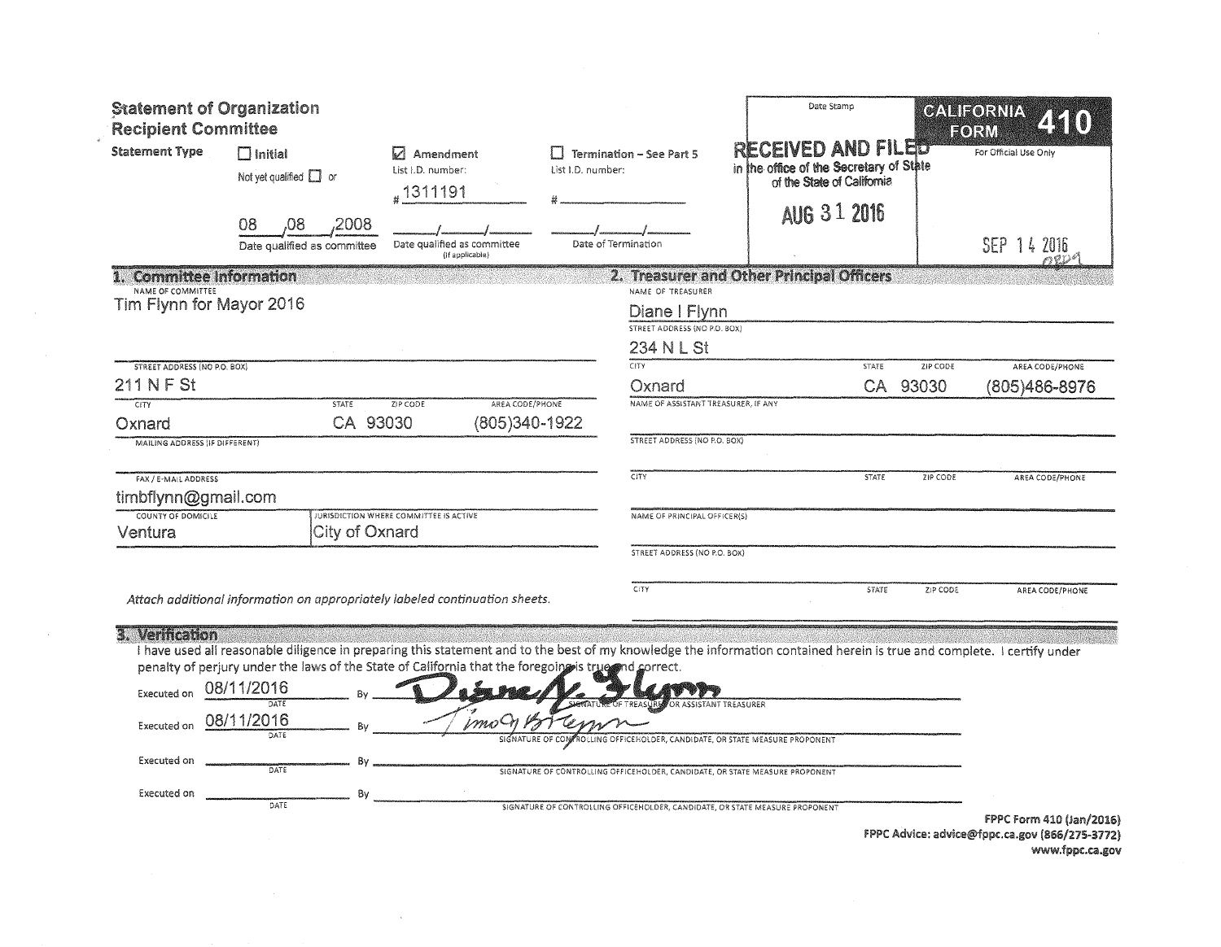# Statement of Organization
## Recipient Committee

**Statement Type**

- ☐ **Initial** — Not yet qualified ☐ or 08/08/2008 Date qualified as committee
- ☑ **Amendment** — List I.D. number: # 1311191 — ___/___/___ Date qualified as committee (If applicable)
- ☐ **Termination – See Part 5** — List I.D. number: # ______ — ___/___/___ Date of Termination

Date Stamp: RECEIVED AND FILED in the office of the Secretary of State of the State of California AUG 31 2016

**CALIFORNIA FORM 410**

For Official Use Only

SEP 14 2016

## 1. Committee Information

| Field | Value |
|---|---|
| NAME OF COMMITTEE | Tim Flynn for Mayor 2016 |
| STREET ADDRESS (NO P.O. BOX) | 211 N F St |
| CITY | Oxnard |
| STATE | CA |
| ZIP CODE | 93030 |
| AREA CODE/PHONE | (805)340-1922 |
| MAILING ADDRESS (IF DIFFERENT) | |
| FAX / E-MAIL ADDRESS | timbflynn@gmail.com |
| COUNTY OF DOMICILE | Ventura |
| JURISDICTION WHERE COMMITTEE IS ACTIVE | City of Oxnard |

*Attach additional information on appropriately labeled continuation sheets.*

## 2. Treasurer and Other Principal Officers

| Field | Value |
|---|---|
| NAME OF TREASURER | Diane I Flynn |
| STREET ADDRESS (NO P.O. BOX) | 234 N L St |
| CITY | Oxnard |
| STATE | CA |
| ZIP CODE | 93030 |
| AREA CODE/PHONE | (805)486-8976 |
| NAME OF ASSISTANT TREASURER, IF ANY | |
| STREET ADDRESS (NO P.O. BOX) | |
| CITY / STATE / ZIP CODE / AREA CODE/PHONE | |
| NAME OF PRINCIPAL OFFICER(S) | |
| STREET ADDRESS (NO P.O. BOX) | |
| CITY / STATE / ZIP CODE / AREA CODE/PHONE | |

## 3. Verification

I have used all reasonable diligence in preparing this statement and to the best of my knowledge the information contained herein is true and complete. I certify under penalty of perjury under the laws of the State of California that the foregoing is true and correct.

| Executed on (DATE) | By | |
|---|---|---|
| 08/11/2016 | [Signature] | SIGNATURE OF TREASURER OR ASSISTANT TREASURER |
| 08/11/2016 | [Signature] | SIGNATURE OF CONTROLLING OFFICEHOLDER, CANDIDATE, OR STATE MEASURE PROPONENT |
| | | SIGNATURE OF CONTROLLING OFFICEHOLDER, CANDIDATE, OR STATE MEASURE PROPONENT |
| | | SIGNATURE OF CONTROLLING OFFICEHOLDER, CANDIDATE, OR STATE MEASURE PROPONENT |

FPPC Form 410 (Jan/2016)
FPPC Advice: advice@fppc.ca.gov (866/275-3772)
www.fppc.ca.gov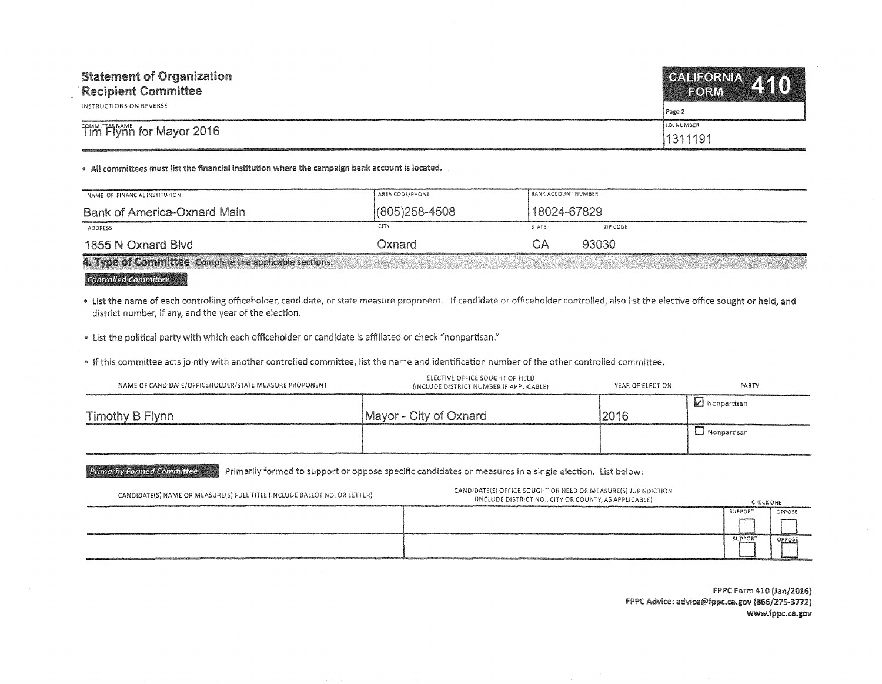# Statement of Organization
## Recipient Committee

INSTRUCTIONS ON REVERSE

**CALIFORNIA FORM 410**

Page 2

| COMMITTEE NAME | I.D. NUMBER |
|---|---|
| Tim Flynn for Mayor 2016 | 1311191 |

- **All committees must list the financial institution where the campaign bank account is located.**

| NAME OF FINANCIAL INSTITUTION | AREA CODE/PHONE | BANK ACCOUNT NUMBER | |
|---|---|---|---|
| Bank of America-Oxnard Main | (805)258-4508 | 18024-67829 | |
| **ADDRESS** | **CITY** | **STATE** | **ZIP CODE** |
| 1855 N Oxnard Blvd | Oxnard | CA | 93030 |

## 4. Type of Committee
Complete the applicable sections.

### Controlled Committee

- List the name of each controlling officeholder, candidate, or state measure proponent. If candidate or officeholder controlled, also list the elective office sought or held, and district number, if any, and the year of the election.
- List the political party with which each officeholder or candidate is affiliated or check "nonpartisan."
- If this committee acts jointly with another controlled committee, list the name and identification number of the other controlled committee.

| NAME OF CANDIDATE/OFFICEHOLDER/STATE MEASURE PROPONENT | ELECTIVE OFFICE SOUGHT OR HELD (INCLUDE DISTRICT NUMBER IF APPLICABLE) | YEAR OF ELECTION | PARTY |
|---|---|---|---|
| Timothy B Flynn | Mayor - City of Oxnard | 2016 | ☑ Nonpartisan |
| | | | ☐ Nonpartisan |

### Primarily Formed Committee

Primarily formed to support or oppose specific candidates or measures in a single election. List below:

| CANDIDATE(S) NAME OR MEASURE(S) FULL TITLE (INCLUDE BALLOT NO. OR LETTER) | CANDIDATE(S) OFFICE SOUGHT OR HELD OR MEASURE(S) JURISDICTION (INCLUDE DISTRICT NO., CITY OR COUNTY, AS APPLICABLE) | CHECK ONE: SUPPORT | CHECK ONE: OPPOSE |
|---|---|---|---|
| | | ☐ | ☐ |
| | | ☐ | ☐ |

**FPPC Form 410 (Jan/2016)**
**FPPC Advice: advice@fppc.ca.gov (866/275-3772)**
**www.fppc.ca.gov**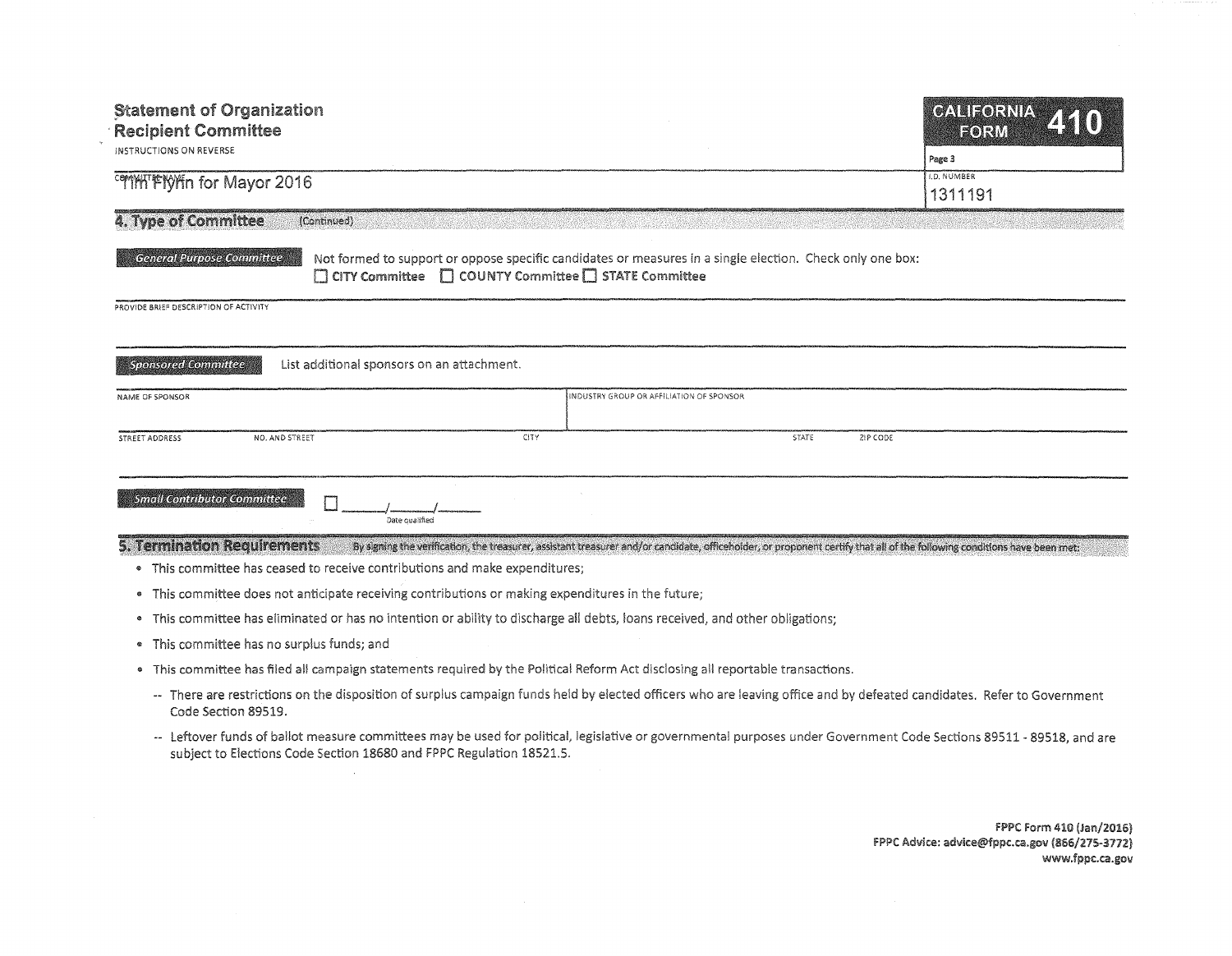# Statement of Organization
## Recipient Committee

INSTRUCTIONS ON REVERSE

**CALIFORNIA FORM 410**

Page 3

COMMITTEE NAME: Tim Flynn for Mayor 2016

I.D. NUMBER: 1311191

## 4. Type of Committee (Continued)

**General Purpose Committee**

Not formed to support or oppose specific candidates or measures in a single election. Check only one box:

☐ CITY Committee ☐ COUNTY Committee ☐ STATE Committee

PROVIDE BRIEF DESCRIPTION OF ACTIVITY

**Sponsored Committee**

List additional sponsors on an attachment.

| NAME OF SPONSOR | INDUSTRY GROUP OR AFFILIATION OF SPONSOR | | |
|---|---|---|---|
| STREET ADDRESS NO. AND STREET | CITY | STATE | ZIP CODE |
| | | | |

**Small Contributor Committee**

☐ \_\_\_/\_\_\_/\_\_\_ Date qualified

## 5. Termination Requirements

By signing the verification, the treasurer, assistant treasurer and/or candidate, officeholder, or proponent certify that all of the following conditions have been met:

- This committee has ceased to receive contributions and make expenditures;
- This committee does not anticipate receiving contributions or making expenditures in the future;
- This committee has eliminated or has no intention or ability to discharge all debts, loans received, and other obligations;
- This committee has no surplus funds; and
- This committee has filed all campaign statements required by the Political Reform Act disclosing all reportable transactions.
  - -- There are restrictions on the disposition of surplus campaign funds held by elected officers who are leaving office and by defeated candidates. Refer to Government Code Section 89519.
  - -- Leftover funds of ballot measure committees may be used for political, legislative or governmental purposes under Government Code Sections 89511 - 89518, and are subject to Elections Code Section 18680 and FPPC Regulation 18521.5.

FPPC Form 410 (Jan/2016)
FPPC Advice: advice@fppc.ca.gov (866/275-3772)
www.fppc.ca.gov